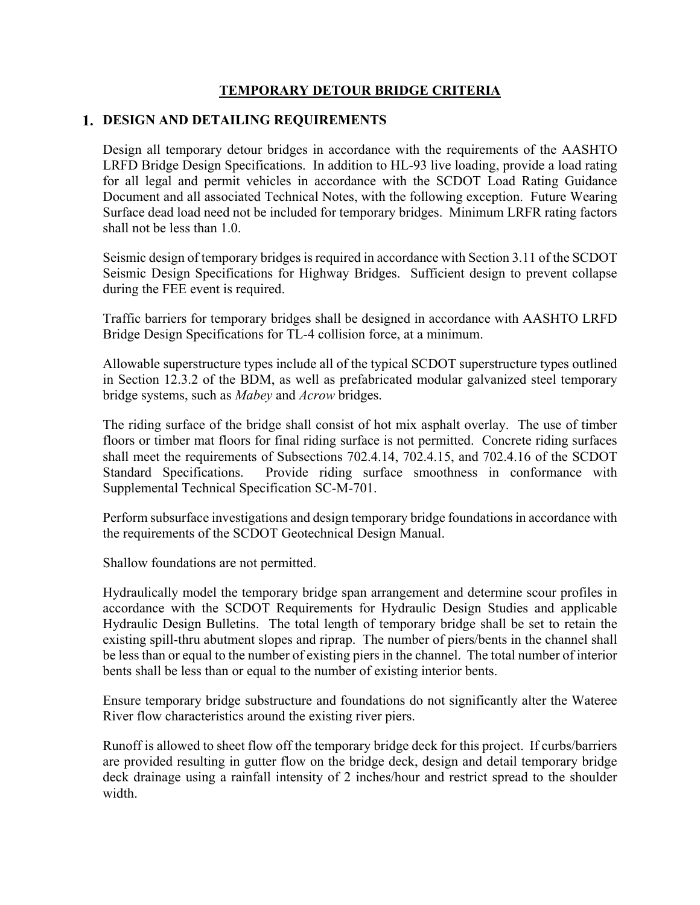# TEMPORARY DETOUR BRIDGE CRITERIA

## 1. DESIGN AND DETAILING REQUIREMENTS

Design all temporary detour bridges in accordance with the requirements of the AASHTO LRFD Bridge Design Specifications. In addition to HL-93 live loading, provide a load rating for all legal and permit vehicles in accordance with the SCDOT Load Rating Guidance Document and all associated Technical Notes, with the following exception. Future Wearing Surface dead load need not be included for temporary bridges. Minimum LRFR rating factors shall not be less than 1.0.

Seismic design of temporary bridges is required in accordance with Section 3.11 of the SCDOT Seismic Design Specifications for Highway Bridges. Sufficient design to prevent collapse during the FEE event is required.

Traffic barriers for temporary bridges shall be designed in accordance with AASHTO LRFD Bridge Design Specifications for TL-4 collision force, at a minimum.

Allowable superstructure types include all of the typical SCDOT superstructure types outlined in Section 12.3.2 of the BDM, as well as prefabricated modular galvanized steel temporary bridge systems, such as *Mabey* and *Acrow* bridges.

The riding surface of the bridge shall consist of hot mix asphalt overlay. The use of timber floors or timber mat floors for final riding surface is not permitted. Concrete riding surfaces shall meet the requirements of Subsections 702.4.14, 702.4.15, and 702.4.16 of the SCDOT Standard Specifications. Provide riding surface smoothness in conformance with Supplemental Technical Specification SC-M-701.

Perform subsurface investigations and design temporary bridge foundations in accordance with the requirements of the SCDOT Geotechnical Design Manual.

Shallow foundations are not permitted.

Hydraulically model the temporary bridge span arrangement and determine scour profiles in accordance with the SCDOT Requirements for Hydraulic Design Studies and applicable Hydraulic Design Bulletins. The total length of temporary bridge shall be set to retain the existing spill-thru abutment slopes and riprap. The number of piers/bents in the channel shall be less than or equal to the number of existing piers in the channel. The total number of interior bents shall be less than or equal to the number of existing interior bents.

Ensure temporary bridge substructure and foundations do not significantly alter the Wateree River flow characteristics around the existing river piers.

Runoff is allowed to sheet flow off the temporary bridge deck for this project. If curbs/barriers are provided resulting in gutter flow on the bridge deck, design and detail temporary bridge deck drainage using a rainfall intensity of 2 inches/hour and restrict spread to the shoulder width.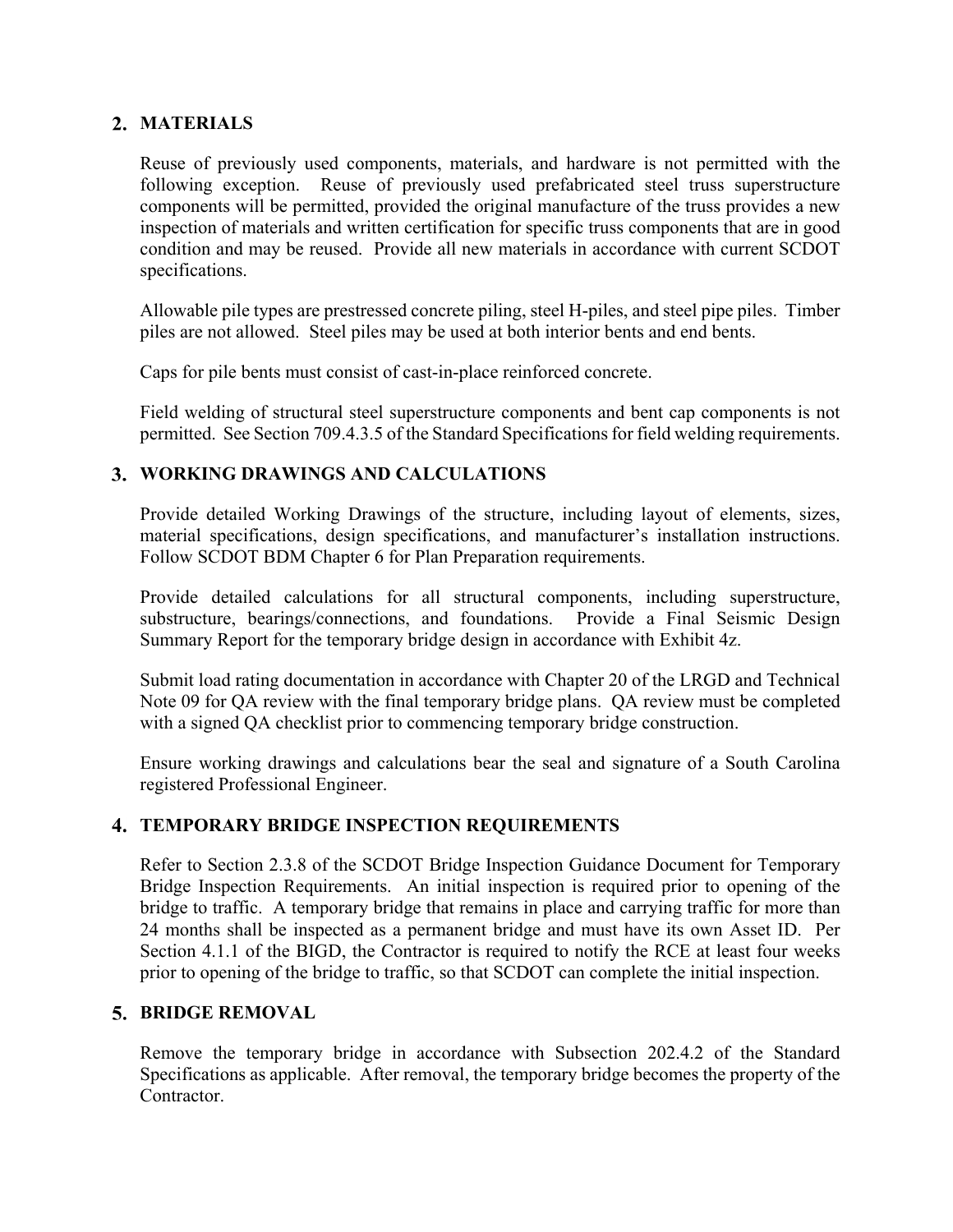## 2. MATERIALS

Reuse of previously used components, materials, and hardware is not permitted with the following exception. Reuse of previously used prefabricated steel truss superstructure components will be permitted, provided the original manufacture of the truss provides a new inspection of materials and written certification for specific truss components that are in good condition and may be reused. Provide all new materials in accordance with current SCDOT specifications.

Allowable pile types are prestressed concrete piling, steel H-piles, and steel pipe piles. Timber piles are not allowed. Steel piles may be used at both interior bents and end bents.

Caps for pile bents must consist of cast-in-place reinforced concrete.

Field welding of structural steel superstructure components and bent cap components is not permitted. See Section 709.4.3.5 of the Standard Specifications for field welding requirements.

## 3. WORKING DRAWINGS AND CALCULATIONS

Provide detailed Working Drawings of the structure, including layout of elements, sizes, material specifications, design specifications, and manufacturer's installation instructions. Follow SCDOT BDM Chapter 6 for Plan Preparation requirements.

Provide detailed calculations for all structural components, including superstructure, substructure, bearings/connections, and foundations. Provide a Final Seismic Design Summary Report for the temporary bridge design in accordance with Exhibit 4z.

Submit load rating documentation in accordance with Chapter 20 of the LRGD and Technical Note 09 for QA review with the final temporary bridge plans. QA review must be completed with a signed QA checklist prior to commencing temporary bridge construction.

Ensure working drawings and calculations bear the seal and signature of a South Carolina registered Professional Engineer.

## 4. TEMPORARY BRIDGE INSPECTION REQUIREMENTS

Refer to Section 2.3.8 of the SCDOT Bridge Inspection Guidance Document for Temporary Bridge Inspection Requirements. An initial inspection is required prior to opening of the bridge to traffic. A temporary bridge that remains in place and carrying traffic for more than 24 months shall be inspected as a permanent bridge and must have its own Asset ID. Per Section 4.1.1 of the BIGD, the Contractor is required to notify the RCE at least four weeks prior to opening of the bridge to traffic, so that SCDOT can complete the initial inspection.

## 5. BRIDGE REMOVAL

Remove the temporary bridge in accordance with Subsection 202.4.2 of the Standard Specifications as applicable. After removal, the temporary bridge becomes the property of the Contractor.